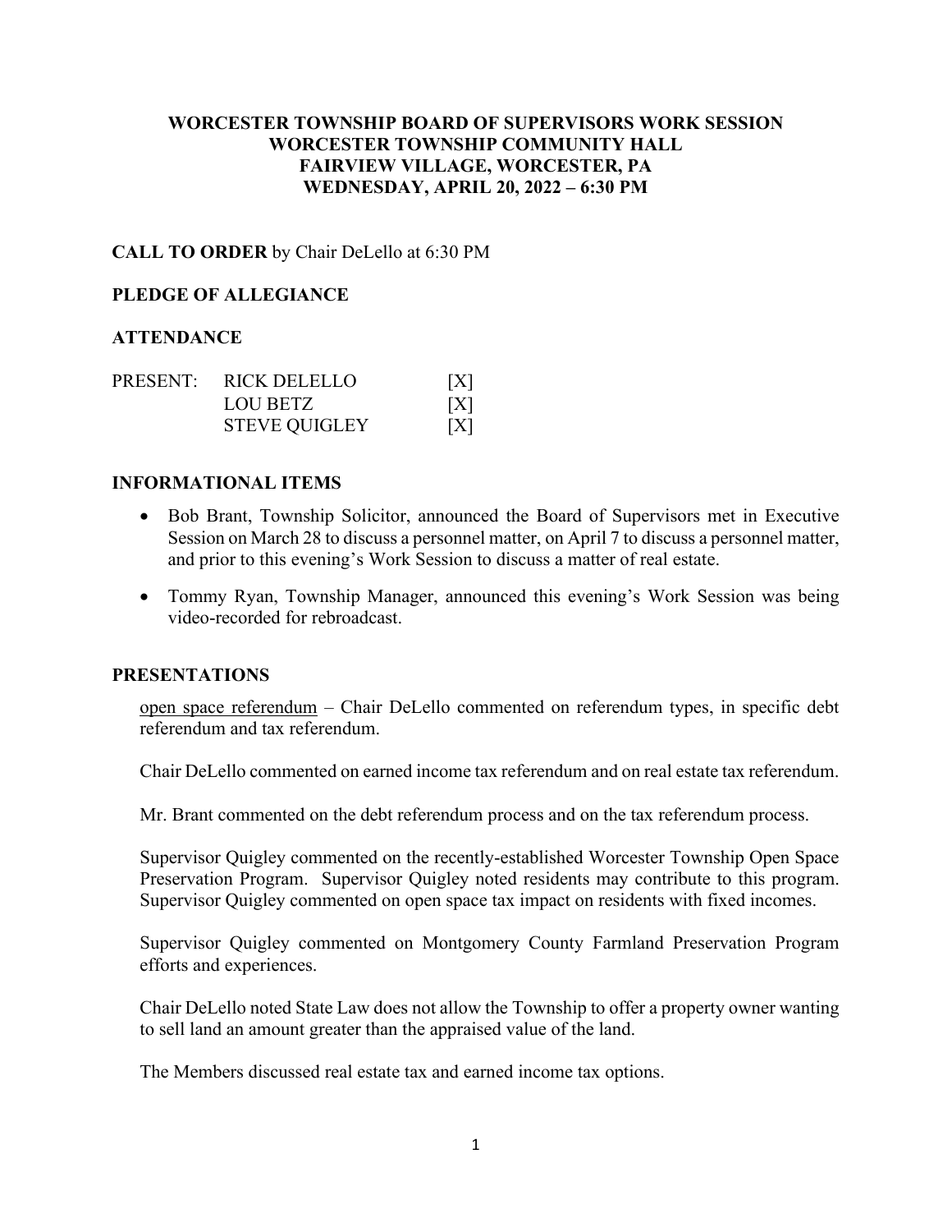**WORCESTER TOWNSHIP BOARD OF SUPERVISORS WORK SESSION**
**WORCESTER TOWNSHIP COMMUNITY HALL**
**FAIRVIEW VILLAGE, WORCESTER, PA**
**WEDNESDAY, APRIL 20, 2022 – 6:30 PM**

**CALL TO ORDER** by Chair DeLello at 6:30 PM

**PLEDGE OF ALLEGIANCE**

**ATTENDANCE**

| PRESENT: | RICK DELELLO | [X] |
|---|---|---|
| | LOU BETZ | [X] |
| | STEVE QUIGLEY | [X] |

**INFORMATIONAL ITEMS**

- Bob Brant, Township Solicitor, announced the Board of Supervisors met in Executive Session on March 28 to discuss a personnel matter, on April 7 to discuss a personnel matter, and prior to this evening's Work Session to discuss a matter of real estate.
- Tommy Ryan, Township Manager, announced this evening's Work Session was being video-recorded for rebroadcast.

**PRESENTATIONS**

<u>open space referendum</u> – Chair DeLello commented on referendum types, in specific debt referendum and tax referendum.

Chair DeLello commented on earned income tax referendum and on real estate tax referendum.

Mr. Brant commented on the debt referendum process and on the tax referendum process.

Supervisor Quigley commented on the recently-established Worcester Township Open Space Preservation Program. Supervisor Quigley noted residents may contribute to this program. Supervisor Quigley commented on open space tax impact on residents with fixed incomes.

Supervisor Quigley commented on Montgomery County Farmland Preservation Program efforts and experiences.

Chair DeLello noted State Law does not allow the Township to offer a property owner wanting to sell land an amount greater than the appraised value of the land.

The Members discussed real estate tax and earned income tax options.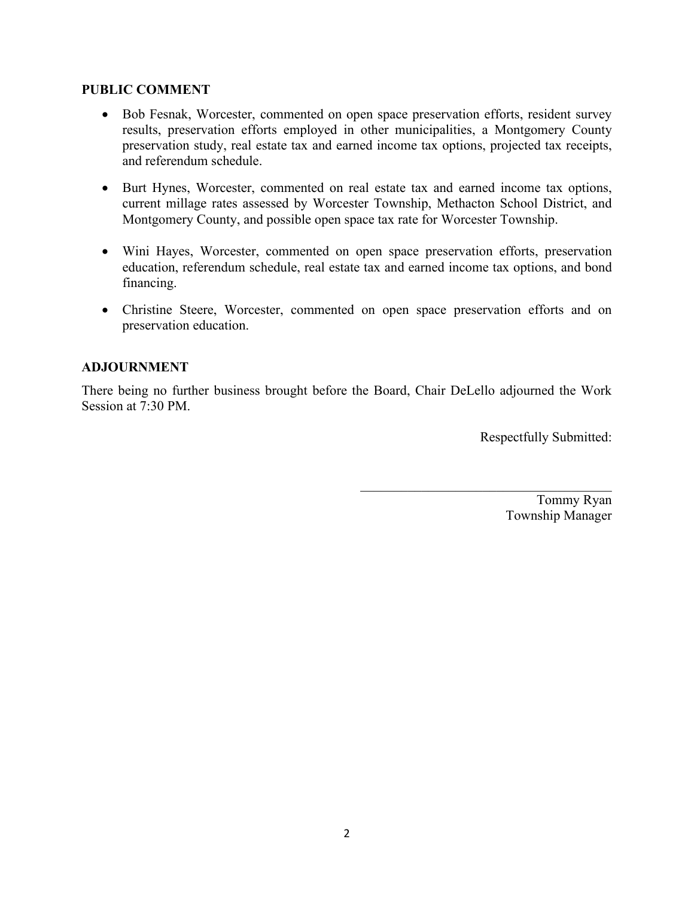## PUBLIC COMMENT

- Bob Fesnak, Worcester, commented on open space preservation efforts, resident survey results, preservation efforts employed in other municipalities, a Montgomery County preservation study, real estate tax and earned income tax options, projected tax receipts, and referendum schedule.
- Burt Hynes, Worcester, commented on real estate tax and earned income tax options, current millage rates assessed by Worcester Township, Methacton School District, and Montgomery County, and possible open space tax rate for Worcester Township.
- Wini Hayes, Worcester, commented on open space preservation efforts, preservation education, referendum schedule, real estate tax and earned income tax options, and bond financing.
- Christine Steere, Worcester, commented on open space preservation efforts and on preservation education.

## ADJOURNMENT

There being no further business brought before the Board, Chair DeLello adjourned the Work Session at 7:30 PM.

Respectfully Submitted:

______________________________________

Tommy Ryan
Township Manager